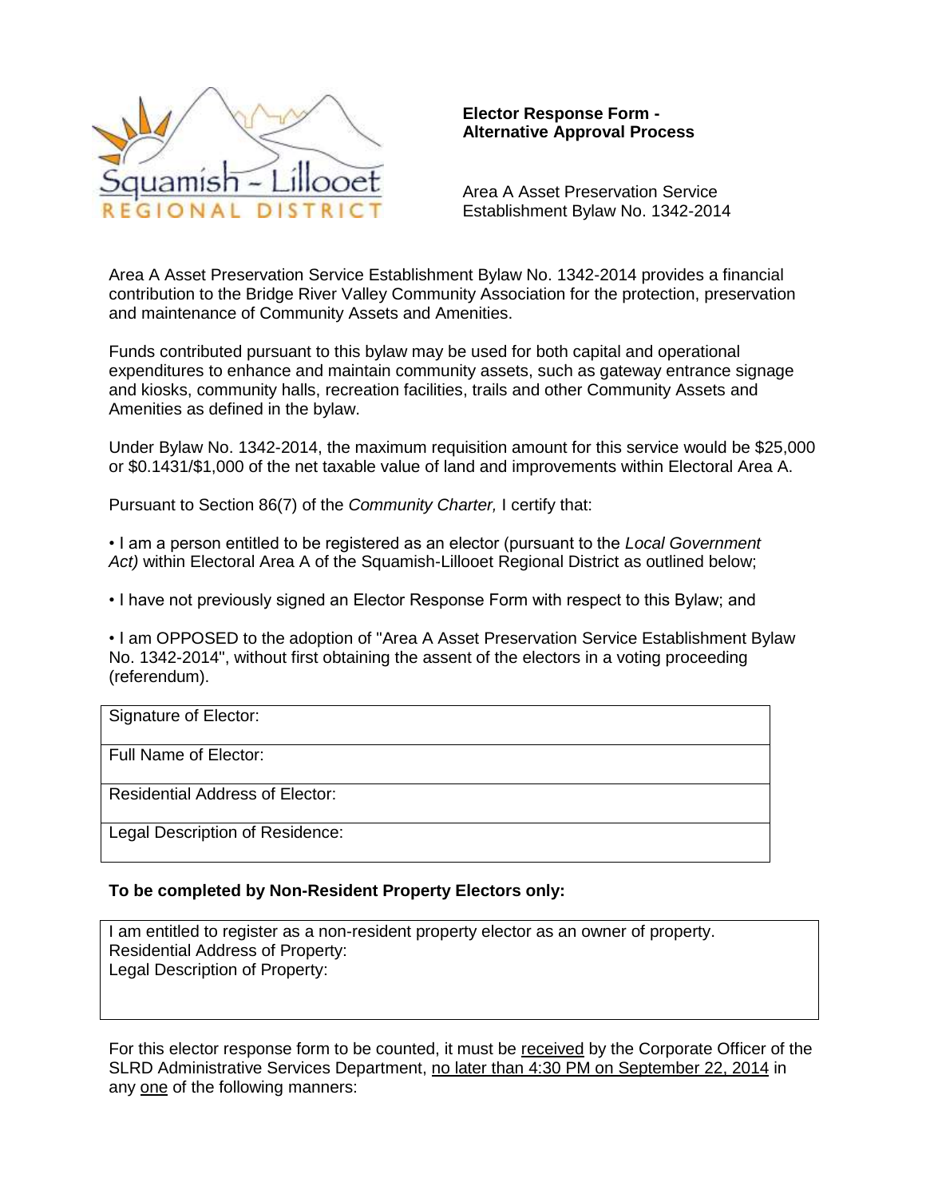**Elector Response Form - Alternative Approval Process**

Area A Asset Preservation Service Establishment Bylaw No. 1342-2014

Area A Asset Preservation Service Establishment Bylaw No. 1342-2014 provides a financial contribution to the Bridge River Valley Community Association for the protection, preservation and maintenance of Community Assets and Amenities.

Funds contributed pursuant to this bylaw may be used for both capital and operational expenditures to enhance and maintain community assets, such as gateway entrance signage and kiosks, community halls, recreation facilities, trails and other Community Assets and Amenities as defined in the bylaw.

Under Bylaw No. 1342-2014, the maximum requisition amount for this service would be $25,000 or $0.1431/$1,000 of the net taxable value of land and improvements within Electoral Area A.

Pursuant to Section 86(7) of the *Community Charter,* I certify that:

- I am a person entitled to be registered as an elector (pursuant to the *Local Government Act)* within Electoral Area A of the Squamish-Lillooet Regional District as outlined below;
- I have not previously signed an Elector Response Form with respect to this Bylaw; and
- I am OPPOSED to the adoption of "Area A Asset Preservation Service Establishment Bylaw No. 1342-2014", without first obtaining the assent of the electors in a voting proceeding (referendum).

| Signature of Elector: |
|---|
| Full Name of Elector: |
| Residential Address of Elector: |
| Legal Description of Residence: |

**To be completed by Non-Resident Property Electors only:**

I am entitled to register as a non-resident property elector as an owner of property.
Residential Address of Property:
Legal Description of Property:

For this elector response form to be counted, it must be <u>received</u> by the Corporate Officer of the SLRD Administrative Services Department, <u>no later than 4:30 PM on September 22, 2014</u> in any <u>one</u> of the following manners: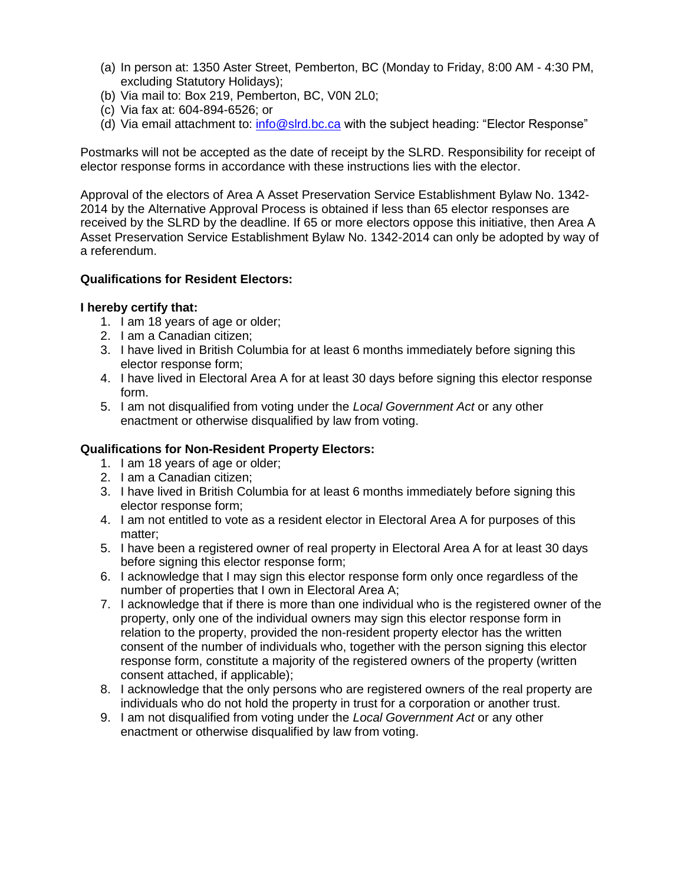(a) In person at: 1350 Aster Street, Pemberton, BC (Monday to Friday, 8:00 AM - 4:30 PM, excluding Statutory Holidays);
(b) Via mail to: Box 219, Pemberton, BC, V0N 2L0;
(c) Via fax at: 604-894-6526; or
(d) Via email attachment to: info@slrd.bc.ca with the subject heading: "Elector Response"

Postmarks will not be accepted as the date of receipt by the SLRD. Responsibility for receipt of elector response forms in accordance with these instructions lies with the elector.

Approval of the electors of Area A Asset Preservation Service Establishment Bylaw No. 1342-2014 by the Alternative Approval Process is obtained if less than 65 elector responses are received by the SLRD by the deadline. If 65 or more electors oppose this initiative, then Area A Asset Preservation Service Establishment Bylaw No. 1342-2014 can only be adopted by way of a referendum.

**Qualifications for Resident Electors:**

**I hereby certify that:**

1. I am 18 years of age or older;
2. I am a Canadian citizen;
3. I have lived in British Columbia for at least 6 months immediately before signing this elector response form;
4. I have lived in Electoral Area A for at least 30 days before signing this elector response form.
5. I am not disqualified from voting under the *Local Government Act* or any other enactment or otherwise disqualified by law from voting.

**Qualifications for Non-Resident Property Electors:**

1. I am 18 years of age or older;
2. I am a Canadian citizen;
3. I have lived in British Columbia for at least 6 months immediately before signing this elector response form;
4. I am not entitled to vote as a resident elector in Electoral Area A for purposes of this matter;
5. I have been a registered owner of real property in Electoral Area A for at least 30 days before signing this elector response form;
6. I acknowledge that I may sign this elector response form only once regardless of the number of properties that I own in Electoral Area A;
7. I acknowledge that if there is more than one individual who is the registered owner of the property, only one of the individual owners may sign this elector response form in relation to the property, provided the non-resident property elector has the written consent of the number of individuals who, together with the person signing this elector response form, constitute a majority of the registered owners of the property (written consent attached, if applicable);
8. I acknowledge that the only persons who are registered owners of the real property are individuals who do not hold the property in trust for a corporation or another trust.
9. I am not disqualified from voting under the *Local Government Act* or any other enactment or otherwise disqualified by law from voting.